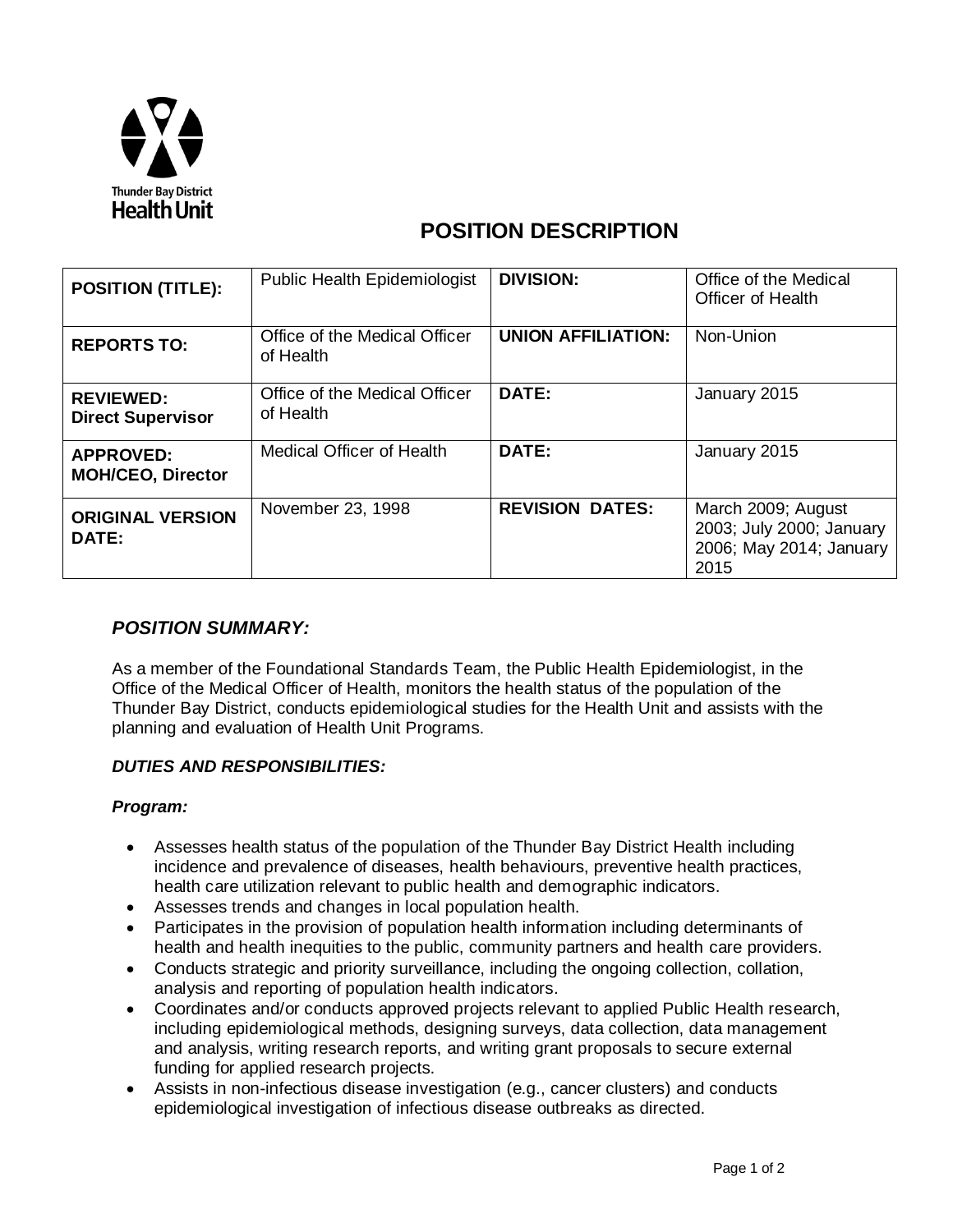Thunder Bay District Health Unit

# POSITION DESCRIPTION

| **POSITION (TITLE):** | Public Health Epidemiologist | **DIVISION:** | Office of the Medical Officer of Health |
|---|---|---|---|
| **REPORTS TO:** | Office of the Medical Officer of Health | **UNION AFFILIATION:** | Non-Union |
| **REVIEWED: Direct Supervisor** | Office of the Medical Officer of Health | **DATE:** | January 2015 |
| **APPROVED: MOH/CEO, Director** | Medical Officer of Health | **DATE:** | January 2015 |
| **ORIGINAL VERSION DATE:** | November 23, 1998 | **REVISION DATES:** | March 2009; August 2003; July 2000; January 2006; May 2014; January 2015 |

## *POSITION SUMMARY:*

As a member of the Foundational Standards Team, the Public Health Epidemiologist, in the Office of the Medical Officer of Health, monitors the health status of the population of the Thunder Bay District, conducts epidemiological studies for the Health Unit and assists with the planning and evaluation of Health Unit Programs.

### *DUTIES AND RESPONSIBILITIES:*

#### *Program:*

- Assesses health status of the population of the Thunder Bay District Health including incidence and prevalence of diseases, health behaviours, preventive health practices, health care utilization relevant to public health and demographic indicators.
- Assesses trends and changes in local population health.
- Participates in the provision of population health information including determinants of health and health inequities to the public, community partners and health care providers.
- Conducts strategic and priority surveillance, including the ongoing collection, collation, analysis and reporting of population health indicators.
- Coordinates and/or conducts approved projects relevant to applied Public Health research, including epidemiological methods, designing surveys, data collection, data management and analysis, writing research reports, and writing grant proposals to secure external funding for applied research projects.
- Assists in non-infectious disease investigation (e.g., cancer clusters) and conducts epidemiological investigation of infectious disease outbreaks as directed.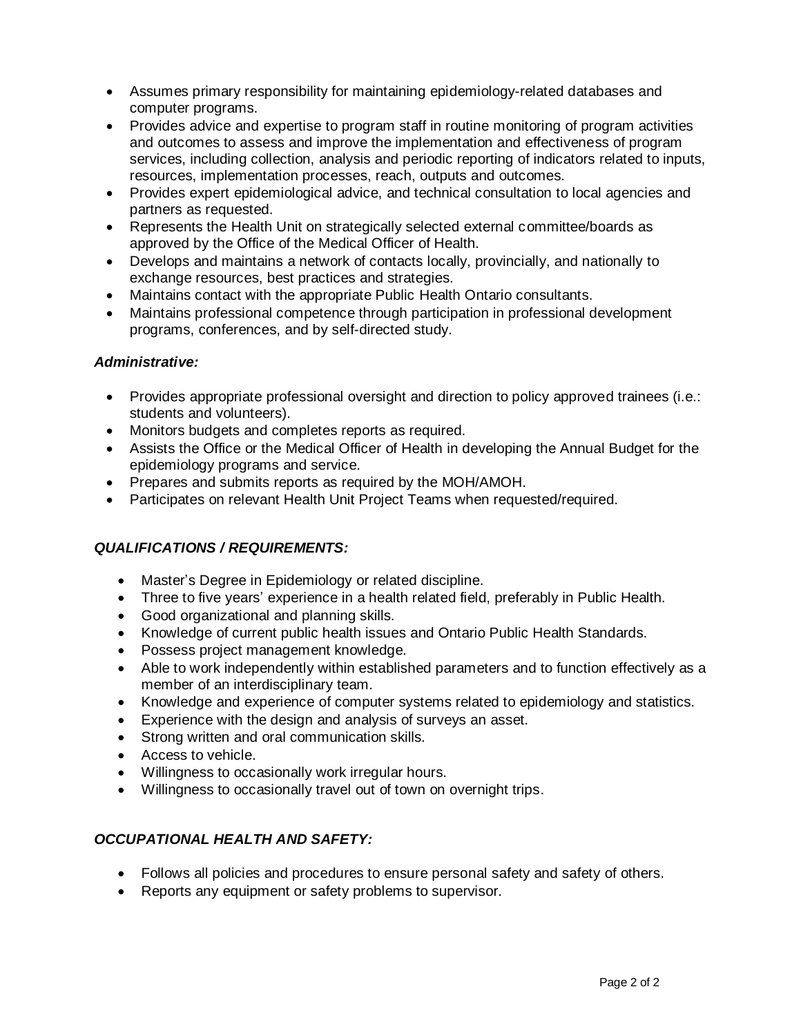- Assumes primary responsibility for maintaining epidemiology-related databases and computer programs.
- Provides advice and expertise to program staff in routine monitoring of program activities and outcomes to assess and improve the implementation and effectiveness of program services, including collection, analysis and periodic reporting of indicators related to inputs, resources, implementation processes, reach, outputs and outcomes.
- Provides expert epidemiological advice, and technical consultation to local agencies and partners as requested.
- Represents the Health Unit on strategically selected external committee/boards as approved by the Office of the Medical Officer of Health.
- Develops and maintains a network of contacts locally, provincially, and nationally to exchange resources, best practices and strategies.
- Maintains contact with the appropriate Public Health Ontario consultants.
- Maintains professional competence through participation in professional development programs, conferences, and by self-directed study.

***Administrative:***

- Provides appropriate professional oversight and direction to policy approved trainees (i.e.: students and volunteers).
- Monitors budgets and completes reports as required.
- Assists the Office or the Medical Officer of Health in developing the Annual Budget for the epidemiology programs and service.
- Prepares and submits reports as required by the MOH/AMOH.
- Participates on relevant Health Unit Project Teams when requested/required.

***QUALIFICATIONS / REQUIREMENTS:***

- Master's Degree in Epidemiology or related discipline.
- Three to five years' experience in a health related field, preferably in Public Health.
- Good organizational and planning skills.
- Knowledge of current public health issues and Ontario Public Health Standards.
- Possess project management knowledge.
- Able to work independently within established parameters and to function effectively as a member of an interdisciplinary team.
- Knowledge and experience of computer systems related to epidemiology and statistics.
- Experience with the design and analysis of surveys an asset.
- Strong written and oral communication skills.
- Access to vehicle.
- Willingness to occasionally work irregular hours.
- Willingness to occasionally travel out of town on overnight trips.

***OCCUPATIONAL HEALTH AND SAFETY:***

- Follows all policies and procedures to ensure personal safety and safety of others.
- Reports any equipment or safety problems to supervisor.